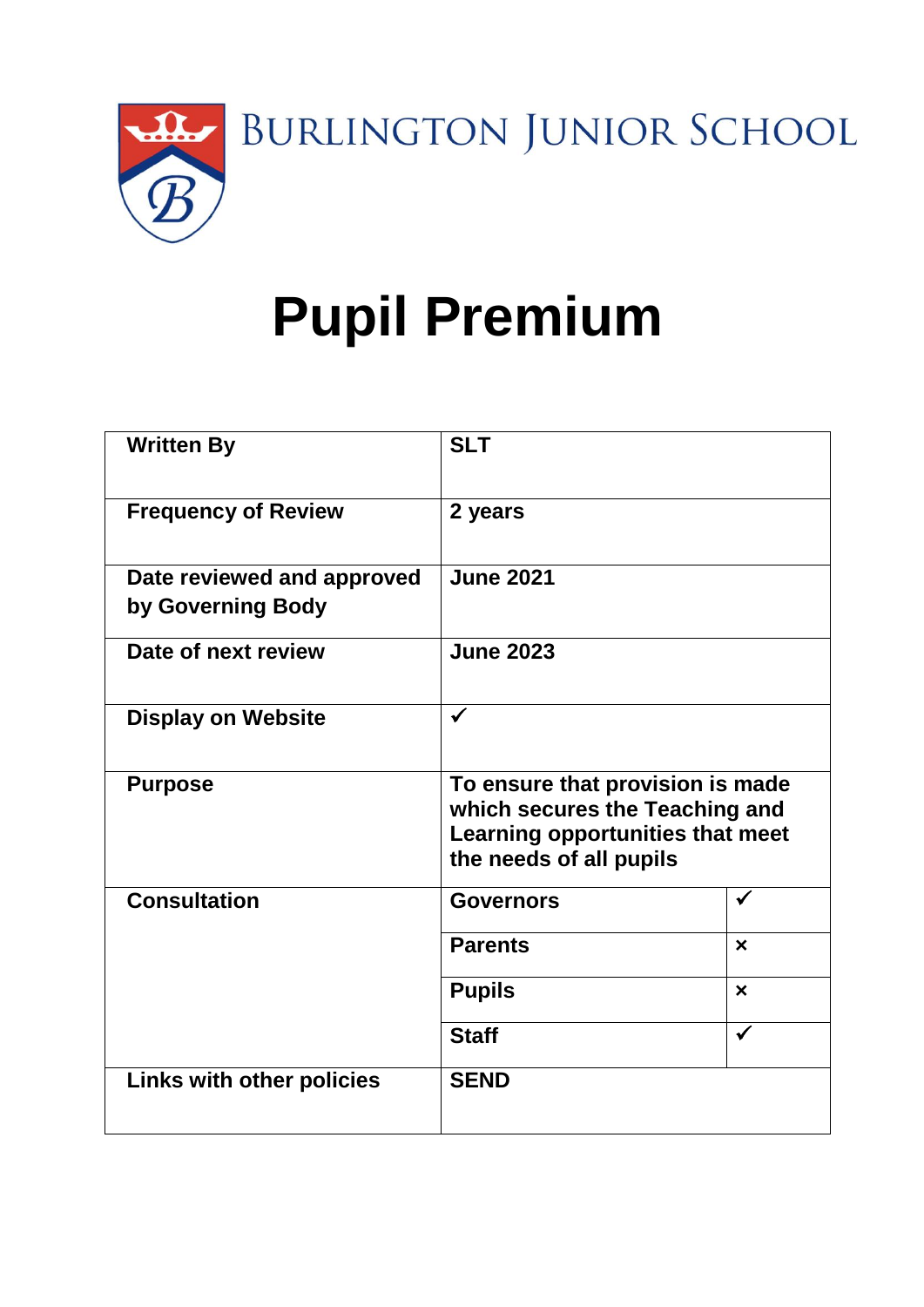BURLINGTON JUNIOR SCHOOL

# Pupil Premium

| | | |
|---|---|---|
| **Written By** | **SLT** | |
| **Frequency of Review** | **2 years** | |
| **Date reviewed and approved by Governing Body** | **June 2021** | |
| **Date of next review** | **June 2023** | |
| **Display on Website** | ✓ | |
| **Purpose** | **To ensure that provision is made which secures the Teaching and Learning opportunities that meet the needs of all pupils** | |
| **Consultation** | **Governors** | ✓ |
| | **Parents** | × |
| | **Pupils** | × |
| | **Staff** | ✓ |
| **Links with other policies** | **SEND** | |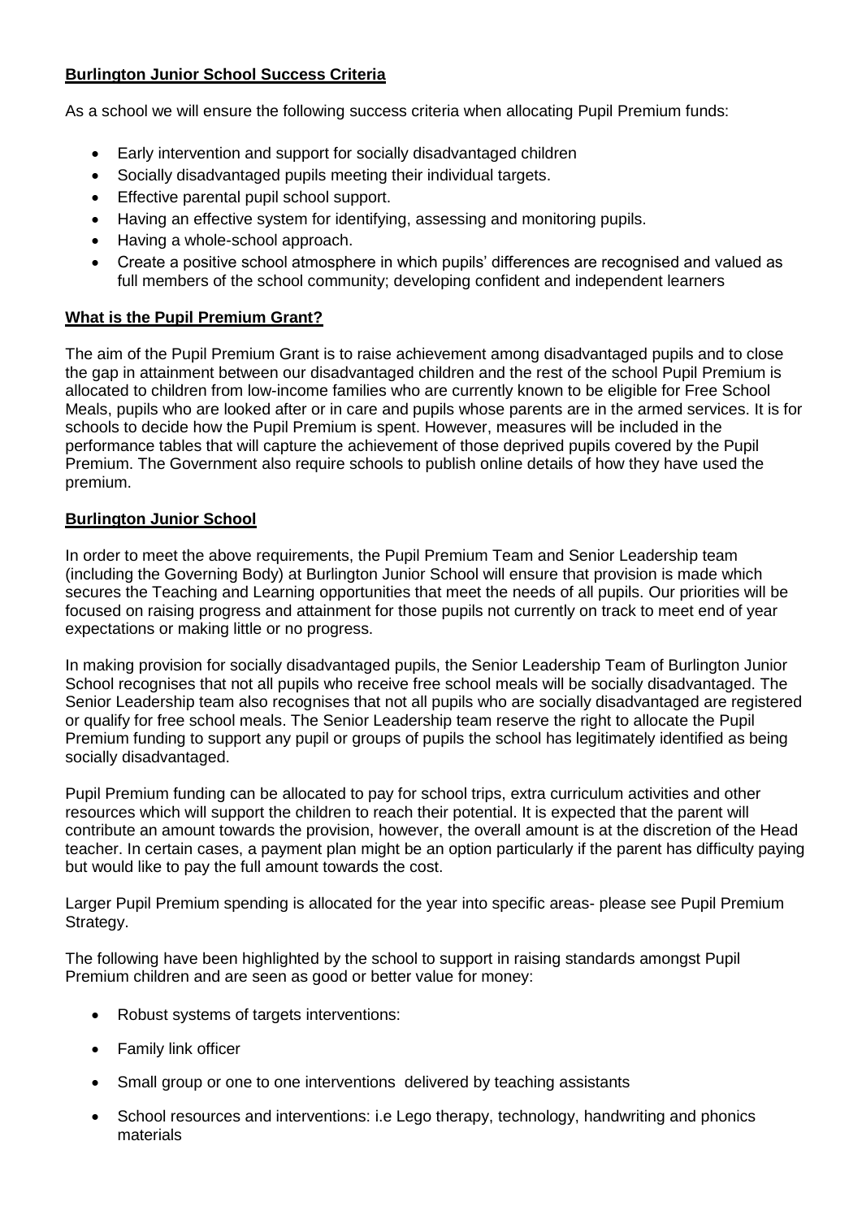## **Burlington Junior School Success Criteria**

As a school we will ensure the following success criteria when allocating Pupil Premium funds:

- Early intervention and support for socially disadvantaged children
- Socially disadvantaged pupils meeting their individual targets.
- Effective parental pupil school support.
- Having an effective system for identifying, assessing and monitoring pupils.
- Having a whole-school approach.
- Create a positive school atmosphere in which pupils' differences are recognised and valued as full members of the school community; developing confident and independent learners

## **What is the Pupil Premium Grant?**

The aim of the Pupil Premium Grant is to raise achievement among disadvantaged pupils and to close the gap in attainment between our disadvantaged children and the rest of the school Pupil Premium is allocated to children from low-income families who are currently known to be eligible for Free School Meals, pupils who are looked after or in care and pupils whose parents are in the armed services. It is for schools to decide how the Pupil Premium is spent. However, measures will be included in the performance tables that will capture the achievement of those deprived pupils covered by the Pupil Premium. The Government also require schools to publish online details of how they have used the premium.

## **Burlington Junior School**

In order to meet the above requirements, the Pupil Premium Team and Senior Leadership team (including the Governing Body) at Burlington Junior School will ensure that provision is made which secures the Teaching and Learning opportunities that meet the needs of all pupils. Our priorities will be focused on raising progress and attainment for those pupils not currently on track to meet end of year expectations or making little or no progress.

In making provision for socially disadvantaged pupils, the Senior Leadership Team of Burlington Junior School recognises that not all pupils who receive free school meals will be socially disadvantaged. The Senior Leadership team also recognises that not all pupils who are socially disadvantaged are registered or qualify for free school meals. The Senior Leadership team reserve the right to allocate the Pupil Premium funding to support any pupil or groups of pupils the school has legitimately identified as being socially disadvantaged.

Pupil Premium funding can be allocated to pay for school trips, extra curriculum activities and other resources which will support the children to reach their potential. It is expected that the parent will contribute an amount towards the provision, however, the overall amount is at the discretion of the Head teacher. In certain cases, a payment plan might be an option particularly if the parent has difficulty paying but would like to pay the full amount towards the cost.

Larger Pupil Premium spending is allocated for the year into specific areas- please see Pupil Premium Strategy.

The following have been highlighted by the school to support in raising standards amongst Pupil Premium children and are seen as good or better value for money:

- Robust systems of targets interventions:
- Family link officer
- Small group or one to one interventions delivered by teaching assistants
- School resources and interventions: i.e Lego therapy, technology, handwriting and phonics materials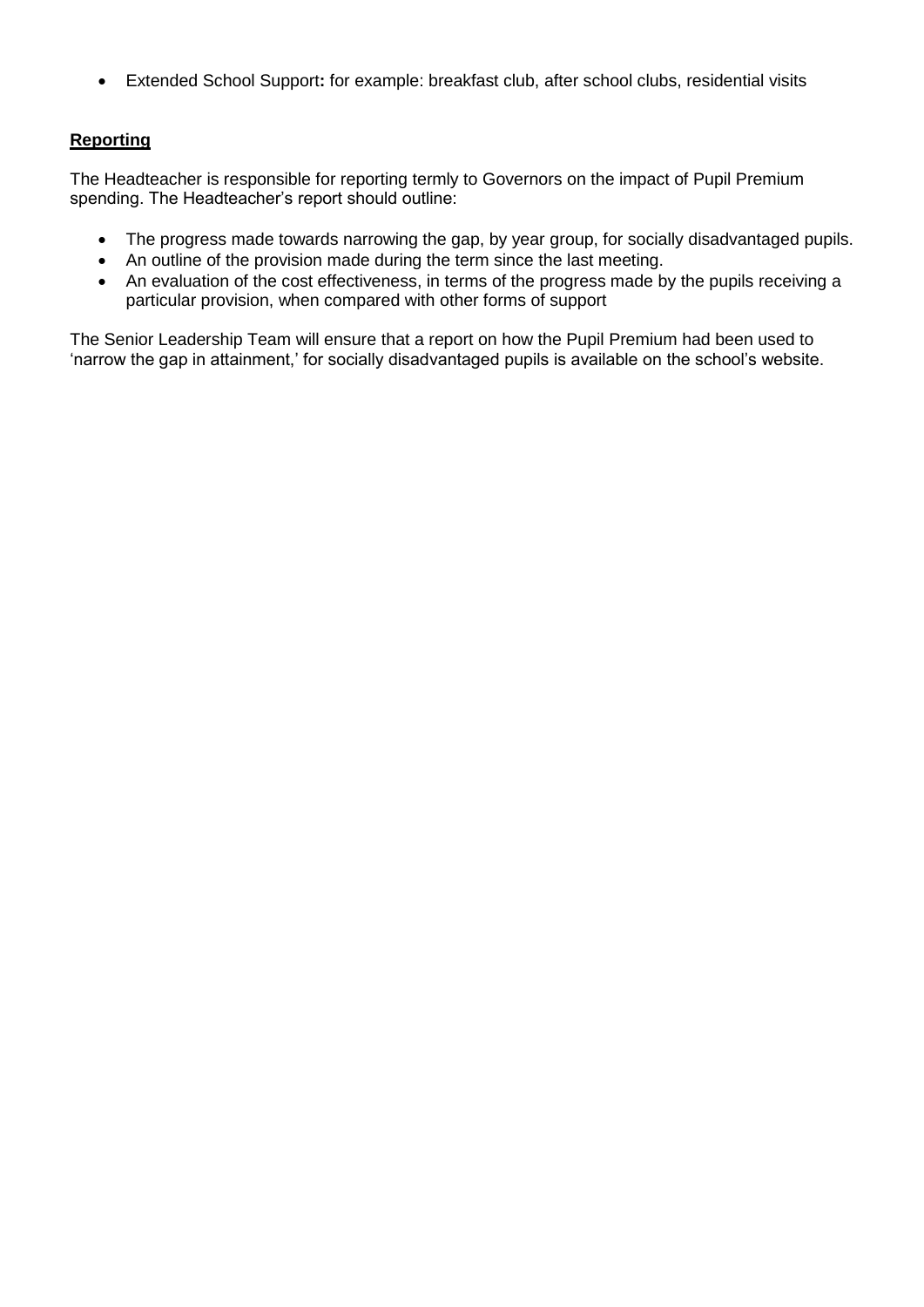- Extended School Support**:** for example: breakfast club, after school clubs, residential visits

## Reporting

The Headteacher is responsible for reporting termly to Governors on the impact of Pupil Premium spending. The Headteacher's report should outline:

- The progress made towards narrowing the gap, by year group, for socially disadvantaged pupils.
- An outline of the provision made during the term since the last meeting.
- An evaluation of the cost effectiveness, in terms of the progress made by the pupils receiving a particular provision, when compared with other forms of support

The Senior Leadership Team will ensure that a report on how the Pupil Premium had been used to 'narrow the gap in attainment,' for socially disadvantaged pupils is available on the school's website.